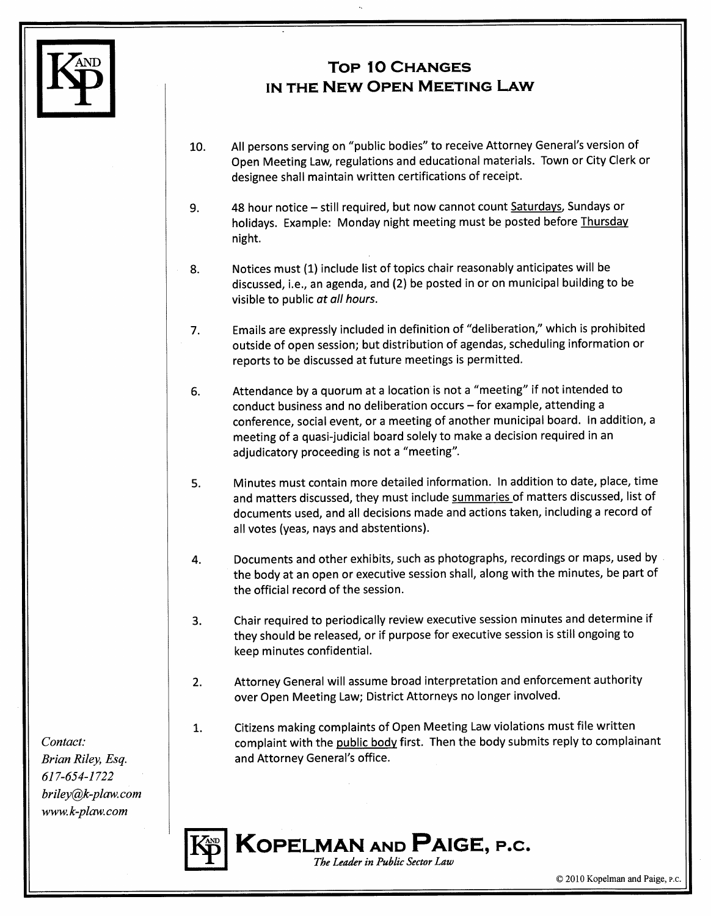# Top 10 Changes in the New Open Meeting Law

10. All persons serving on "public bodies" to receive Attorney General's version of Open Meeting Law, regulations and educational materials. Town or City Clerk or designee shall maintain written certifications of receipt.

9. 48 hour notice – still required, but now cannot count <u>Saturdays</u>, Sundays or holidays. Example: Monday night meeting must be posted before <u>Thursday</u> night.

8. Notices must (1) include list of topics chair reasonably anticipates will be discussed, i.e., an agenda, and (2) be posted in or on municipal building to be visible to public *at all hours*.

7. Emails are expressly included in definition of "deliberation," which is prohibited outside of open session; but distribution of agendas, scheduling information or reports to be discussed at future meetings is permitted.

6. Attendance by a quorum at a location is not a "meeting" if not intended to conduct business and no deliberation occurs – for example, attending a conference, social event, or a meeting of another municipal board. In addition, a meeting of a quasi-judicial board solely to make a decision required in an adjudicatory proceeding is not a "meeting".

5. Minutes must contain more detailed information. In addition to date, place, time and matters discussed, they must include <u>summaries</u> of matters discussed, list of documents used, and all decisions made and actions taken, including a record of all votes (yeas, nays and abstentions).

4. Documents and other exhibits, such as photographs, recordings or maps, used by the body at an open or executive session shall, along with the minutes, be part of the official record of the session.

3. Chair required to periodically review executive session minutes and determine if they should be released, or if purpose for executive session is still ongoing to keep minutes confidential.

2. Attorney General will assume broad interpretation and enforcement authority over Open Meeting Law; District Attorneys no longer involved.

1. Citizens making complaints of Open Meeting Law violations must file written complaint with the <u>public body</u> first. Then the body submits reply to complainant and Attorney General's office.

*Contact:*
*Brian Riley, Esq.*
*617-654-1722*
*briley@k-plaw.com*
*www.k-plaw.com*

**Kopelman and Paige, P.C.**
*The Leader in Public Sector Law*

© 2010 Kopelman and Paige, P.C.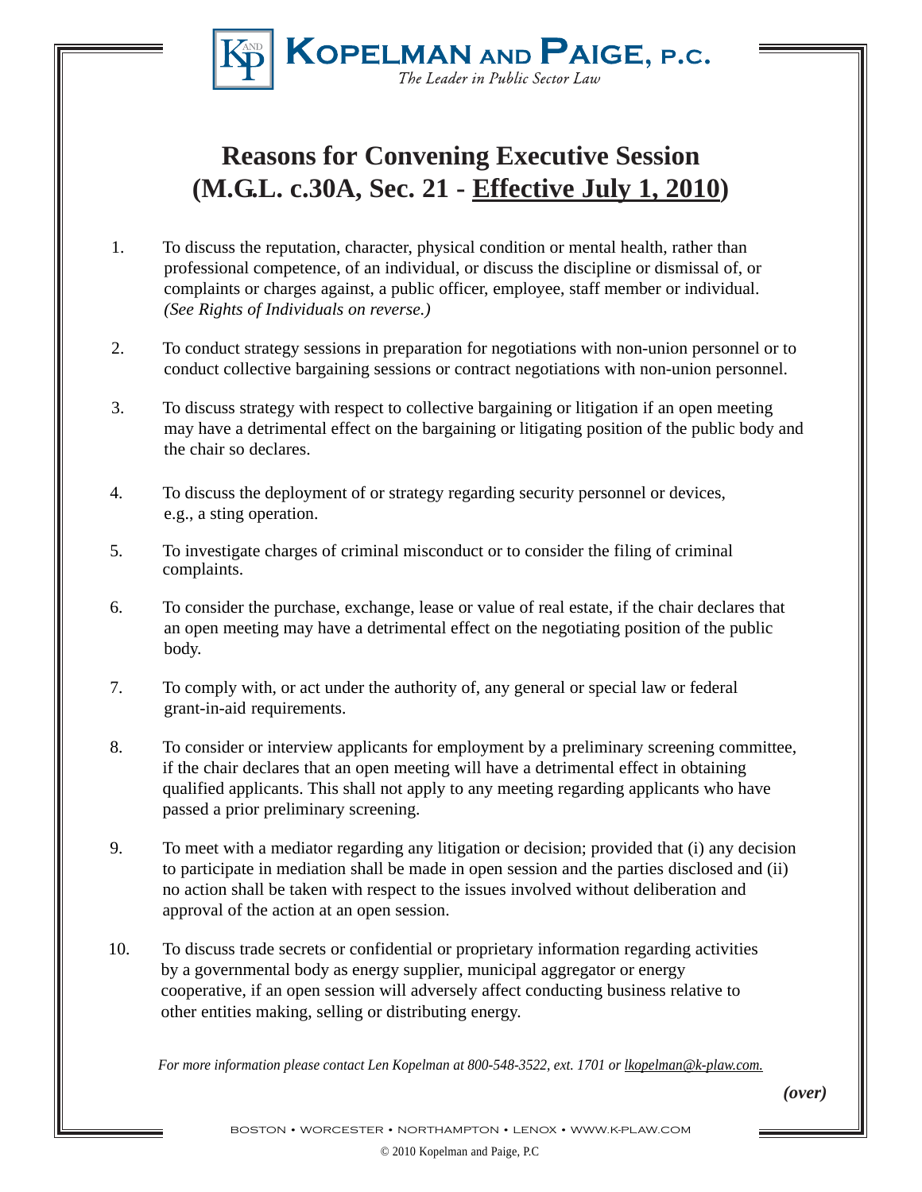# Kopelman and Paige, P.C.

*The Leader in Public Sector Law*

## Reasons for Convening Executive Session (M.G.L. c.30A, Sec. 21 - Effective July 1, 2010)

1. To discuss the reputation, character, physical condition or mental health, rather than professional competence, of an individual, or discuss the discipline or dismissal of, or complaints or charges against, a public officer, employee, staff member or individual. *(See Rights of Individuals on reverse.)*

2. To conduct strategy sessions in preparation for negotiations with non-union personnel or to conduct collective bargaining sessions or contract negotiations with non-union personnel.

3. To discuss strategy with respect to collective bargaining or litigation if an open meeting may have a detrimental effect on the bargaining or litigating position of the public body and the chair so declares.

4. To discuss the deployment of or strategy regarding security personnel or devices, e.g., a sting operation.

5. To investigate charges of criminal misconduct or to consider the filing of criminal complaints.

6. To consider the purchase, exchange, lease or value of real estate, if the chair declares that an open meeting may have a detrimental effect on the negotiating position of the public body.

7. To comply with, or act under the authority of, any general or special law or federal grant-in-aid requirements.

8. To consider or interview applicants for employment by a preliminary screening committee, if the chair declares that an open meeting will have a detrimental effect in obtaining qualified applicants. This shall not apply to any meeting regarding applicants who have passed a prior preliminary screening.

9. To meet with a mediator regarding any litigation or decision; provided that (i) any decision to participate in mediation shall be made in open session and the parties disclosed and (ii) no action shall be taken with respect to the issues involved without deliberation and approval of the action at an open session.

10. To discuss trade secrets or confidential or proprietary information regarding activities by a governmental body as energy supplier, municipal aggregator or energy cooperative, if an open session will adversely affect conducting business relative to other entities making, selling or distributing energy.

*For more information please contact Len Kopelman at 800-548-3522, ext. 1701 or lkopelman@k-plaw.com.*

***(over)***

BOSTON • WORCESTER • NORTHAMPTON • LENOX • WWW.K-PLAW.COM

© 2010 Kopelman and Paige, P.C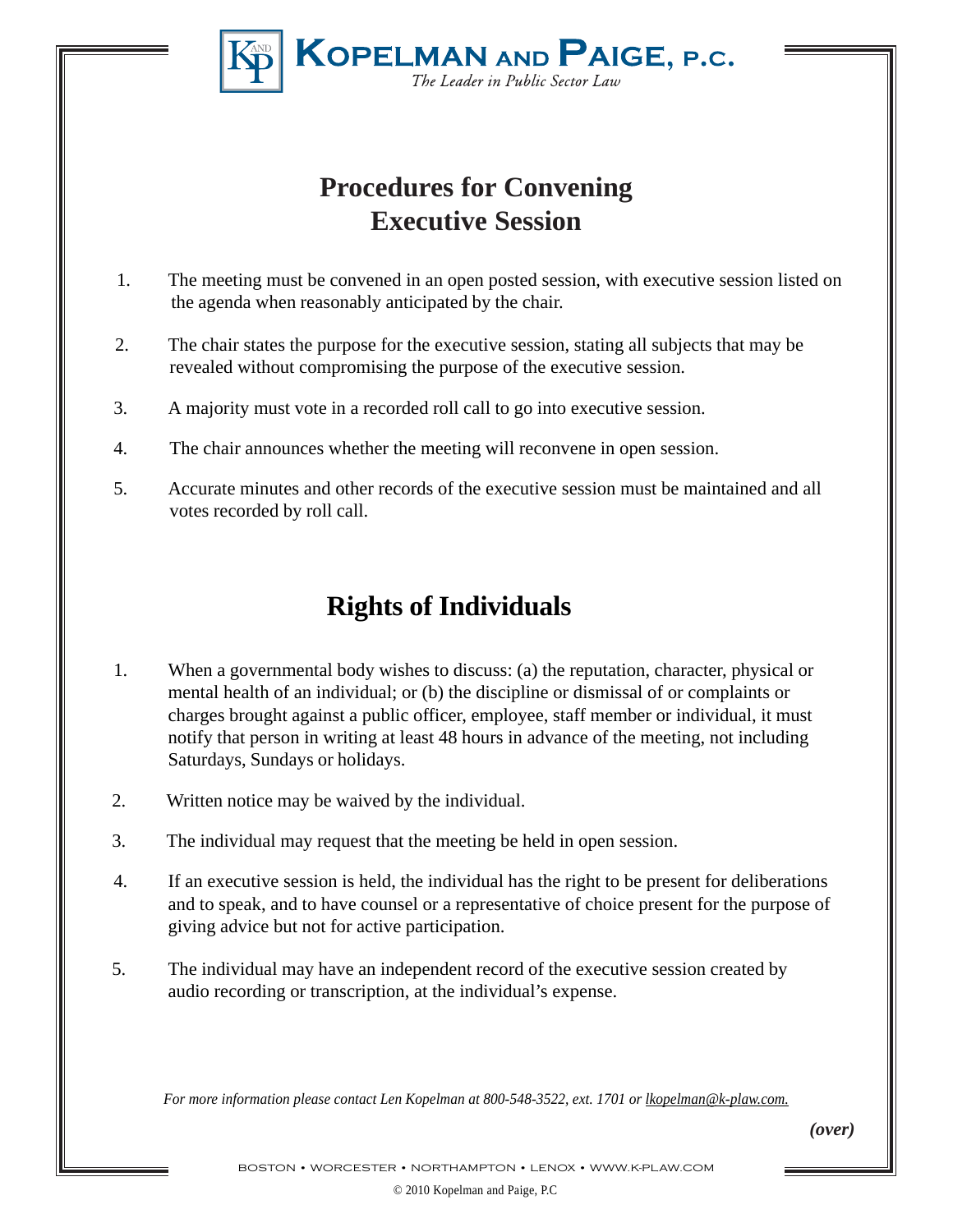**Kopelman and Paige, P.C.**

*The Leader in Public Sector Law*

# Procedures for Convening Executive Session

1. The meeting must be convened in an open posted session, with executive session listed on the agenda when reasonably anticipated by the chair.

2. The chair states the purpose for the executive session, stating all subjects that may be revealed without compromising the purpose of the executive session.

3. A majority must vote in a recorded roll call to go into executive session.

4. The chair announces whether the meeting will reconvene in open session.

5. Accurate minutes and other records of the executive session must be maintained and all votes recorded by roll call.

# Rights of Individuals

1. When a governmental body wishes to discuss: (a) the reputation, character, physical or mental health of an individual; or (b) the discipline or dismissal of or complaints or charges brought against a public officer, employee, staff member or individual, it must notify that person in writing at least 48 hours in advance of the meeting, not including Saturdays, Sundays or holidays.

2. Written notice may be waived by the individual.

3. The individual may request that the meeting be held in open session.

4. If an executive session is held, the individual has the right to be present for deliberations and to speak, and to have counsel or a representative of choice present for the purpose of giving advice but not for active participation.

5. The individual may have an independent record of the executive session created by audio recording or transcription, at the individual's expense.

*For more information please contact Len Kopelman at 800-548-3522, ext. 1701 or lkopelman@k-plaw.com.*

***(over)***

BOSTON • WORCESTER • NORTHAMPTON • LENOX • WWW.K-PLAW.COM

© 2010 Kopelman and Paige, P.C